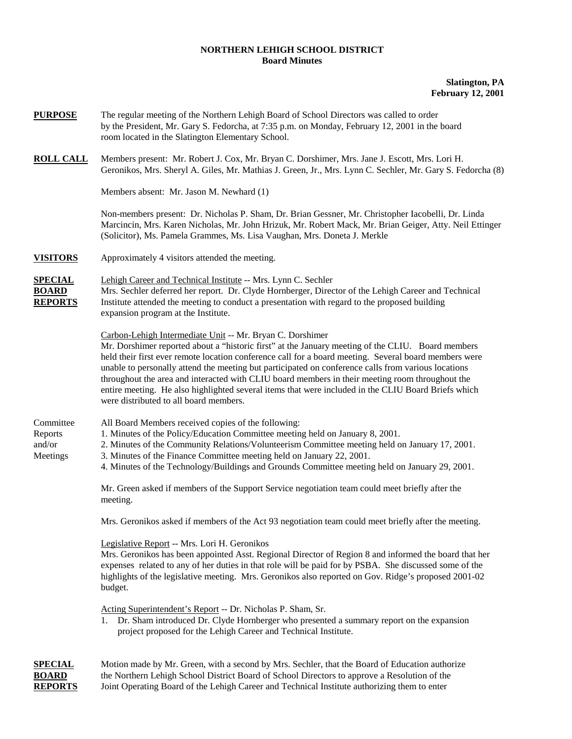**NORTHERN LEHIGH SCHOOL DISTRICT**
**Board Minutes**

**Slatington, PA**
**February 12, 2001**

**PURPOSE** The regular meeting of the Northern Lehigh Board of School Directors was called to order by the President, Mr. Gary S. Fedorcha, at 7:35 p.m. on Monday, February 12, 2001 in the board room located in the Slatington Elementary School.

**ROLL CALL** Members present: Mr. Robert J. Cox, Mr. Bryan C. Dorshimer, Mrs. Jane J. Escott, Mrs. Lori H. Geronikos, Mrs. Sheryl A. Giles, Mr. Mathias J. Green, Jr., Mrs. Lynn C. Sechler, Mr. Gary S. Fedorcha (8)

Members absent: Mr. Jason M. Newhard (1)

Non-members present: Dr. Nicholas P. Sham, Dr. Brian Gessner, Mr. Christopher Iacobelli, Dr. Linda Marcincin, Mrs. Karen Nicholas, Mr. John Hrizuk, Mr. Robert Mack, Mr. Brian Geiger, Atty. Neil Ettinger (Solicitor), Ms. Pamela Grammes, Ms. Lisa Vaughan, Mrs. Doneta J. Merkle

**VISITORS** Approximately 4 visitors attended the meeting.

**SPECIAL BOARD REPORTS** Lehigh Career and Technical Institute -- Mrs. Lynn C. Sechler
Mrs. Sechler deferred her report. Dr. Clyde Hornberger, Director of the Lehigh Career and Technical Institute attended the meeting to conduct a presentation with regard to the proposed building expansion program at the Institute.

Carbon-Lehigh Intermediate Unit -- Mr. Bryan C. Dorshimer
Mr. Dorshimer reported about a "historic first" at the January meeting of the CLIU. Board members held their first ever remote location conference call for a board meeting. Several board members were unable to personally attend the meeting but participated on conference calls from various locations throughout the area and interacted with CLIU board members in their meeting room throughout the entire meeting. He also highlighted several items that were included in the CLIU Board Briefs which were distributed to all board members.

Committee Reports and/or Meetings All Board Members received copies of the following:
1. Minutes of the Policy/Education Committee meeting held on January 8, 2001.
2. Minutes of the Community Relations/Volunteerism Committee meeting held on January 17, 2001.
3. Minutes of the Finance Committee meeting held on January 22, 2001.
4. Minutes of the Technology/Buildings and Grounds Committee meeting held on January 29, 2001.

Mr. Green asked if members of the Support Service negotiation team could meet briefly after the meeting.

Mrs. Geronikos asked if members of the Act 93 negotiation team could meet briefly after the meeting.

Legislative Report -- Mrs. Lori H. Geronikos
Mrs. Geronikos has been appointed Asst. Regional Director of Region 8 and informed the board that her expenses related to any of her duties in that role will be paid for by PSBA. She discussed some of the highlights of the legislative meeting. Mrs. Geronikos also reported on Gov. Ridge's proposed 2001-02 budget.

Acting Superintendent's Report -- Dr. Nicholas P. Sham, Sr.
1. Dr. Sham introduced Dr. Clyde Hornberger who presented a summary report on the expansion project proposed for the Lehigh Career and Technical Institute.

**SPECIAL BOARD REPORTS** Motion made by Mr. Green, with a second by Mrs. Sechler, that the Board of Education authorize the Northern Lehigh School District Board of School Directors to approve a Resolution of the Joint Operating Board of the Lehigh Career and Technical Institute authorizing them to enter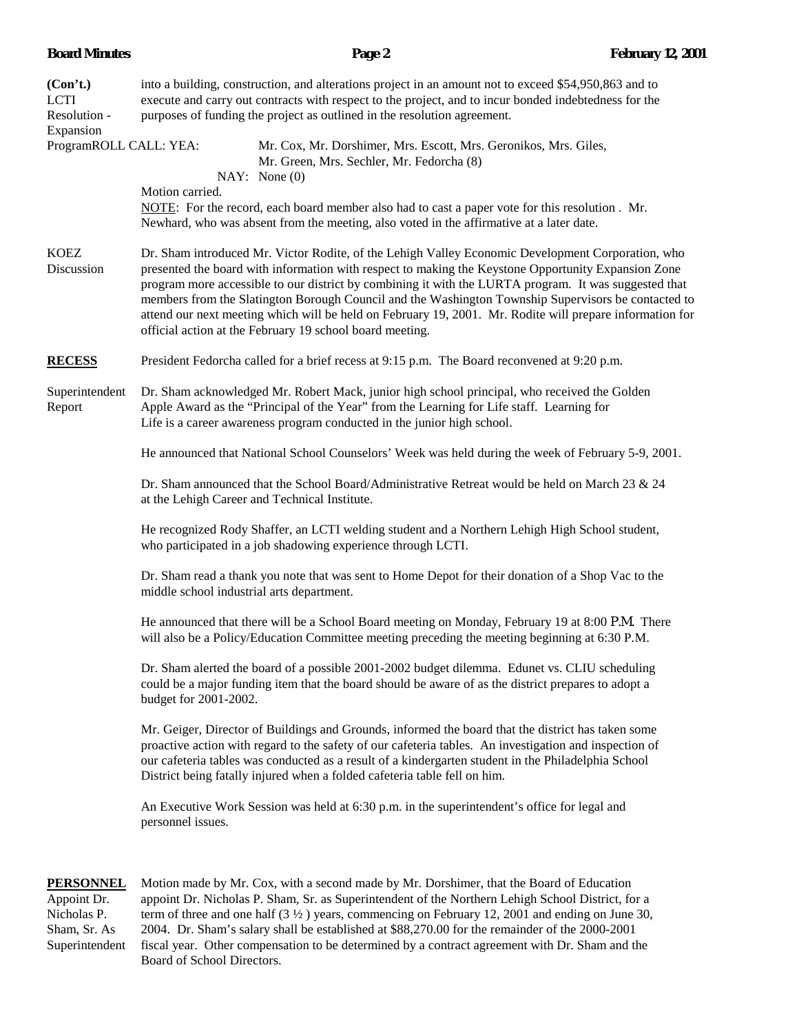(Con't.) LCTI Resolution - Expansion Program

into a building, construction, and alterations project in an amount not to exceed $54,950,863 and to execute and carry out contracts with respect to the project, and to incur bonded indebtedness for the purposes of funding the project as outlined in the resolution agreement.

ROLL CALL: YEA: Mr. Cox, Mr. Dorshimer, Mrs. Escott, Mrs. Geronikos, Mrs. Giles, Mr. Green, Mrs. Sechler, Mr. Fedorcha (8)

NAY: None (0)

Motion carried.

NOTE: For the record, each board member also had to cast a paper vote for this resolution . Mr. Newhard, who was absent from the meeting, also voted in the affirmative at a later date.

KOEZ Discussion

Dr. Sham introduced Mr. Victor Rodite, of the Lehigh Valley Economic Development Corporation, who presented the board with information with respect to making the Keystone Opportunity Expansion Zone program more accessible to our district by combining it with the LURTA program. It was suggested that members from the Slatington Borough Council and the Washington Township Supervisors be contacted to attend our next meeting which will be held on February 19, 2001. Mr. Rodite will prepare information for official action at the February 19 school board meeting.

**RECESS**

President Fedorcha called for a brief recess at 9:15 p.m. The Board reconvened at 9:20 p.m.

Superintendent Report

Dr. Sham acknowledged Mr. Robert Mack, junior high school principal, who received the Golden Apple Award as the "Principal of the Year" from the Learning for Life staff. Learning for Life is a career awareness program conducted in the junior high school.

He announced that National School Counselors' Week was held during the week of February 5-9, 2001.

Dr. Sham announced that the School Board/Administrative Retreat would be held on March 23 & 24 at the Lehigh Career and Technical Institute.

He recognized Rody Shaffer, an LCTI welding student and a Northern Lehigh High School student, who participated in a job shadowing experience through LCTI.

Dr. Sham read a thank you note that was sent to Home Depot for their donation of a Shop Vac to the middle school industrial arts department.

He announced that there will be a School Board meeting on Monday, February 19 at 8:00 P.M. There will also be a Policy/Education Committee meeting preceding the meeting beginning at 6:30 P.M.

Dr. Sham alerted the board of a possible 2001-2002 budget dilemma. Edunet vs. CLIU scheduling could be a major funding item that the board should be aware of as the district prepares to adopt a budget for 2001-2002.

Mr. Geiger, Director of Buildings and Grounds, informed the board that the district has taken some proactive action with regard to the safety of our cafeteria tables. An investigation and inspection of our cafeteria tables was conducted as a result of a kindergarten student in the Philadelphia School District being fatally injured when a folded cafeteria table fell on him.

An Executive Work Session was held at 6:30 p.m. in the superintendent's office for legal and personnel issues.

**PERSONNEL**

Appoint Dr. Nicholas P. Sham, Sr. As Superintendent

Motion made by Mr. Cox, with a second made by Mr. Dorshimer, that the Board of Education appoint Dr. Nicholas P. Sham, Sr. as Superintendent of the Northern Lehigh School District, for a term of three and one half (3 ½ ) years, commencing on February 12, 2001 and ending on June 30, 2004. Dr. Sham's salary shall be established at $88,270.00 for the remainder of the 2000-2001 fiscal year. Other compensation to be determined by a contract agreement with Dr. Sham and the Board of School Directors.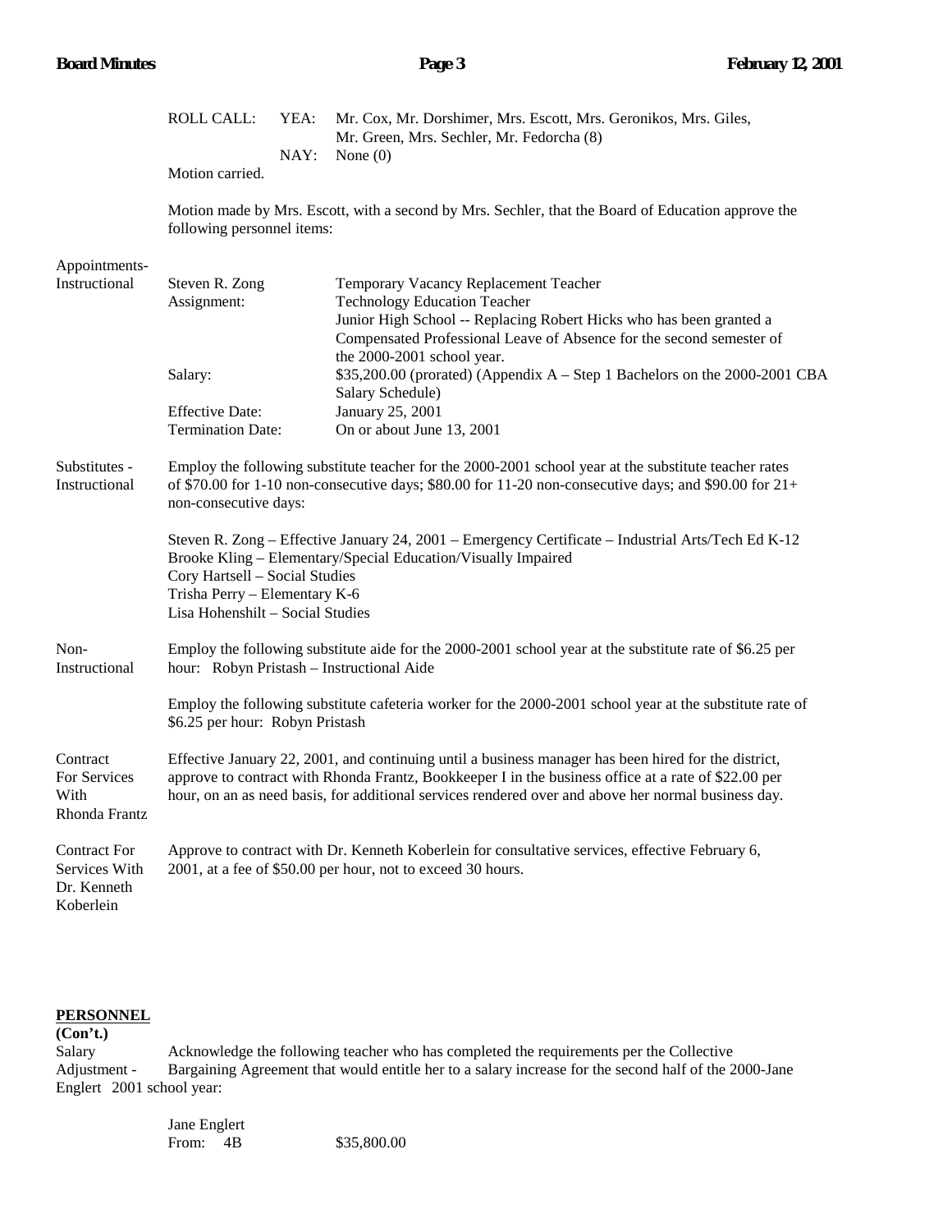ROLL CALL: YEA: Mr. Cox, Mr. Dorshimer, Mrs. Escott, Mrs. Geronikos, Mrs. Giles, Mr. Green, Mrs. Sechler, Mr. Fedorcha (8)

NAY: None (0)

Motion carried.

Motion made by Mrs. Escott, with a second by Mrs. Sechler, that the Board of Education approve the following personnel items:

**Appointments- Instructional**

Steven R. Zong — Temporary Vacancy Replacement Teacher

Assignment: Technology Education Teacher
Junior High School -- Replacing Robert Hicks who has been granted a Compensated Professional Leave of Absence for the second semester of the 2000-2001 school year.

Salary: $35,200.00 (prorated) (Appendix A – Step 1 Bachelors on the 2000-2001 CBA Salary Schedule)

Effective Date: January 25, 2001

Termination Date: On or about June 13, 2001

**Substitutes - Instructional**

Employ the following substitute teacher for the 2000-2001 school year at the substitute teacher rates of $70.00 for 1-10 non-consecutive days; $80.00 for 11-20 non-consecutive days; and $90.00 for 21+ non-consecutive days:

Steven R. Zong – Effective January 24, 2001 – Emergency Certificate – Industrial Arts/Tech Ed K-12
Brooke Kling – Elementary/Special Education/Visually Impaired
Cory Hartsell – Social Studies
Trisha Perry – Elementary K-6
Lisa Hohenshilt – Social Studies

**Non-Instructional**

Employ the following substitute aide for the 2000-2001 school year at the substitute rate of $6.25 per hour: Robyn Pristash – Instructional Aide

Employ the following substitute cafeteria worker for the 2000-2001 school year at the substitute rate of $6.25 per hour: Robyn Pristash

**Contract For Services With Rhonda Frantz**

Effective January 22, 2001, and continuing until a business manager has been hired for the district, approve to contract with Rhonda Frantz, Bookkeeper I in the business office at a rate of $22.00 per hour, on an as need basis, for additional services rendered over and above her normal business day.

**Contract For Services With Dr. Kenneth Koberlein**

Approve to contract with Dr. Kenneth Koberlein for consultative services, effective February 6, 2001, at a fee of $50.00 per hour, not to exceed 30 hours.

**PERSONNEL (Con't.)**

**Salary Adjustment - Jane Englert**

Acknowledge the following teacher who has completed the requirements per the Collective Bargaining Agreement that would entitle her to a salary increase for the second half of the 2000-2001 school year:

Jane Englert
From: 4B $35,800.00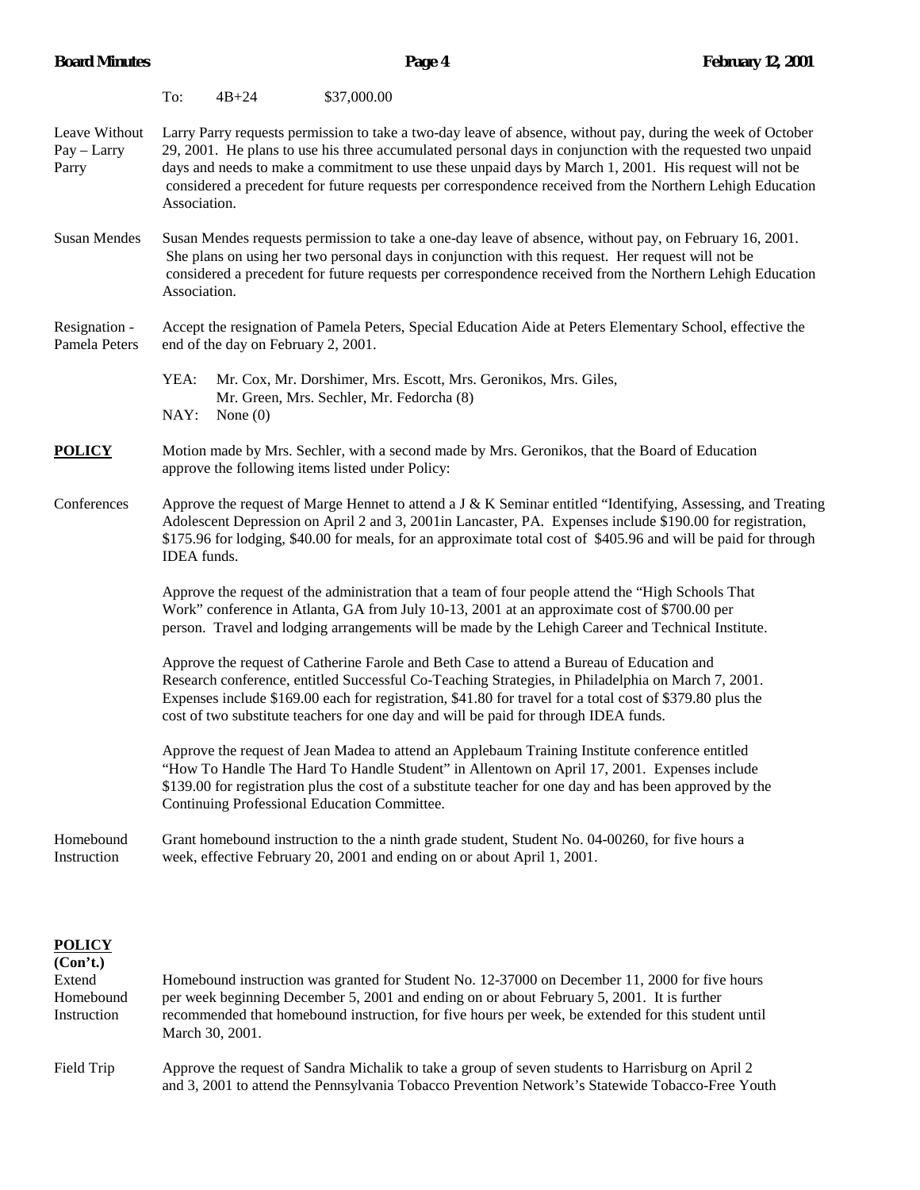To: 4B+24 $37,000.00

Leave Without Pay – Larry Parry

Larry Parry requests permission to take a two-day leave of absence, without pay, during the week of October 29, 2001. He plans to use his three accumulated personal days in conjunction with the requested two unpaid days and needs to make a commitment to use these unpaid days by March 1, 2001. His request will not be considered a precedent for future requests per correspondence received from the Northern Lehigh Education Association.

Susan Mendes

Susan Mendes requests permission to take a one-day leave of absence, without pay, on February 16, 2001. She plans on using her two personal days in conjunction with this request. Her request will not be considered a precedent for future requests per correspondence received from the Northern Lehigh Education Association.

Resignation - Pamela Peters

Accept the resignation of Pamela Peters, Special Education Aide at Peters Elementary School, effective the end of the day on February 2, 2001.

YEA: Mr. Cox, Mr. Dorshimer, Mrs. Escott, Mrs. Geronikos, Mrs. Giles, Mr. Green, Mrs. Sechler, Mr. Fedorcha (8)
NAY: None (0)

**POLICY**

Motion made by Mrs. Sechler, with a second made by Mrs. Geronikos, that the Board of Education approve the following items listed under Policy:

Conferences

Approve the request of Marge Hennet to attend a J & K Seminar entitled "Identifying, Assessing, and Treating Adolescent Depression on April 2 and 3, 2001in Lancaster, PA. Expenses include $190.00 for registration, $175.96 for lodging, $40.00 for meals, for an approximate total cost of $405.96 and will be paid for through IDEA funds.

Approve the request of the administration that a team of four people attend the "High Schools That Work" conference in Atlanta, GA from July 10-13, 2001 at an approximate cost of $700.00 per person. Travel and lodging arrangements will be made by the Lehigh Career and Technical Institute.

Approve the request of Catherine Farole and Beth Case to attend a Bureau of Education and Research conference, entitled Successful Co-Teaching Strategies, in Philadelphia on March 7, 2001. Expenses include $169.00 each for registration, $41.80 for travel for a total cost of $379.80 plus the cost of two substitute teachers for one day and will be paid for through IDEA funds.

Approve the request of Jean Madea to attend an Applebaum Training Institute conference entitled "How To Handle The Hard To Handle Student" in Allentown on April 17, 2001. Expenses include $139.00 for registration plus the cost of a substitute teacher for one day and has been approved by the Continuing Professional Education Committee.

Homebound Instruction

Grant homebound instruction to the a ninth grade student, Student No. 04-00260, for five hours a week, effective February 20, 2001 and ending on or about April 1, 2001.

**POLICY (Con't.)**

Extend Homebound Instruction

Homebound instruction was granted for Student No. 12-37000 on December 11, 2000 for five hours per week beginning December 5, 2001 and ending on or about February 5, 2001. It is further recommended that homebound instruction, for five hours per week, be extended for this student until March 30, 2001.

Field Trip

Approve the request of Sandra Michalik to take a group of seven students to Harrisburg on April 2 and 3, 2001 to attend the Pennsylvania Tobacco Prevention Network's Statewide Tobacco-Free Youth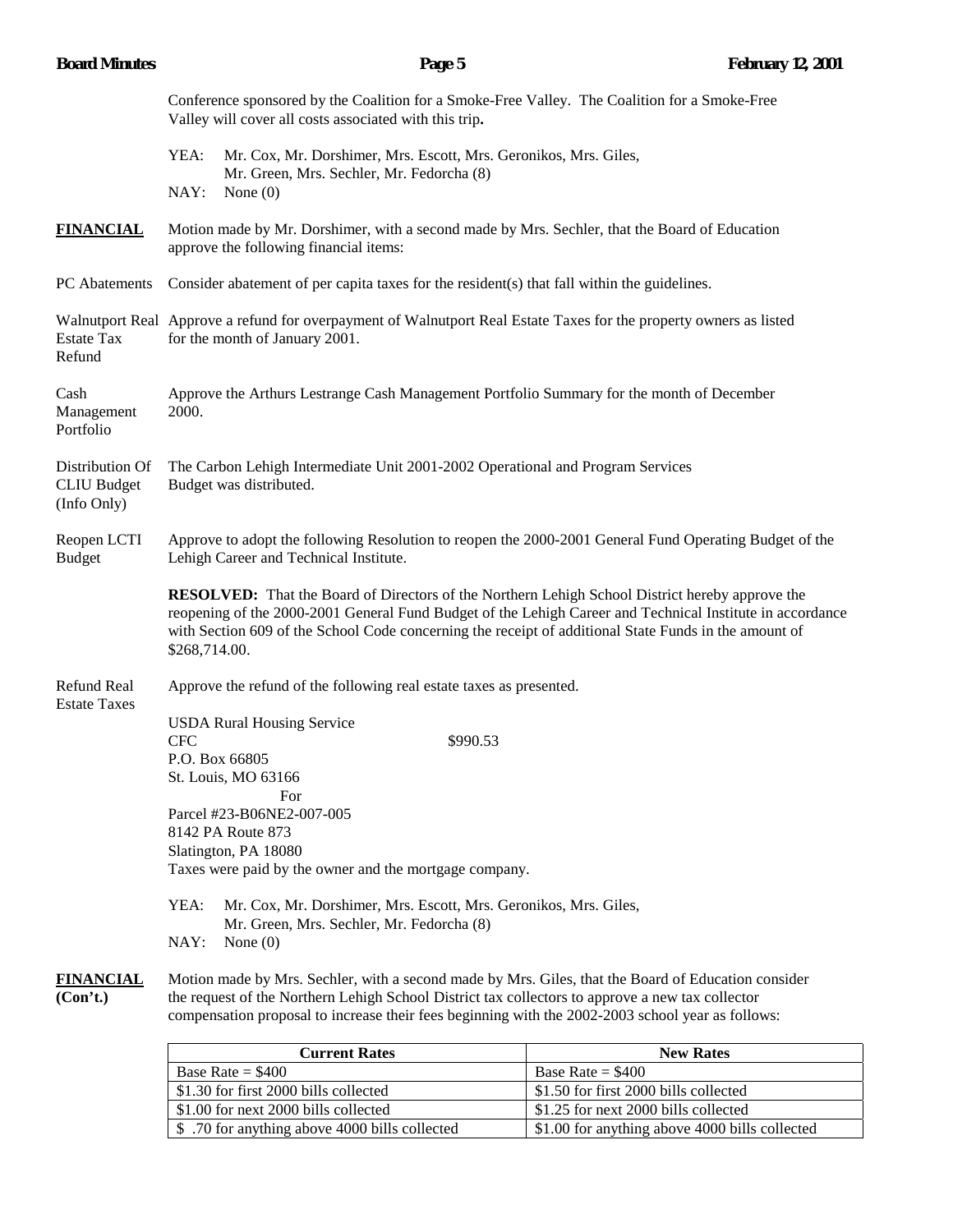Conference sponsored by the Coalition for a Smoke-Free Valley. The Coalition for a Smoke-Free Valley will cover all costs associated with this trip**.**

YEA: Mr. Cox, Mr. Dorshimer, Mrs. Escott, Mrs. Geronikos, Mrs. Giles, Mr. Green, Mrs. Sechler, Mr. Fedorcha (8)
NAY: None (0)

**FINANCIAL**

Motion made by Mr. Dorshimer, with a second made by Mrs. Sechler, that the Board of Education approve the following financial items:

PC Abatements — Consider abatement of per capita taxes for the resident(s) that fall within the guidelines.

Walnutport Real Estate Tax Refund — Approve a refund for overpayment of Walnutport Real Estate Taxes for the property owners as listed for the month of January 2001.

Cash Management Portfolio — Approve the Arthurs Lestrange Cash Management Portfolio Summary for the month of December 2000.

Distribution Of CLIU Budget (Info Only) — The Carbon Lehigh Intermediate Unit 2001-2002 Operational and Program Services Budget was distributed.

Reopen LCTI Budget — Approve to adopt the following Resolution to reopen the 2000-2001 General Fund Operating Budget of the Lehigh Career and Technical Institute.

**RESOLVED:** That the Board of Directors of the Northern Lehigh School District hereby approve the reopening of the 2000-2001 General Fund Budget of the Lehigh Career and Technical Institute in accordance with Section 609 of the School Code concerning the receipt of additional State Funds in the amount of $268,714.00.

Refund Real Estate Taxes — Approve the refund of the following real estate taxes as presented.

USDA Rural Housing Service
CFC $990.53
P.O. Box 66805
St. Louis, MO 63166
For
Parcel #23-B06NE2-007-005
8142 PA Route 873
Slatington, PA 18080
Taxes were paid by the owner and the mortgage company.

YEA: Mr. Cox, Mr. Dorshimer, Mrs. Escott, Mrs. Geronikos, Mrs. Giles, Mr. Green, Mrs. Sechler, Mr. Fedorcha (8)
NAY: None (0)

**FINANCIAL (Con't.)**

Motion made by Mrs. Sechler, with a second made by Mrs. Giles, that the Board of Education consider the request of the Northern Lehigh School District tax collectors to approve a new tax collector compensation proposal to increase their fees beginning with the 2002-2003 school year as follows:

| Current Rates | New Rates |
|---|---|
| Base Rate = $400 | Base Rate = $400 |
| $1.30 for first 2000 bills collected | $1.50 for first 2000 bills collected |
| $1.00 for next 2000 bills collected | $1.25 for next 2000 bills collected |
| $ .70 for anything above 4000 bills collected | $1.00 for anything above 4000 bills collected |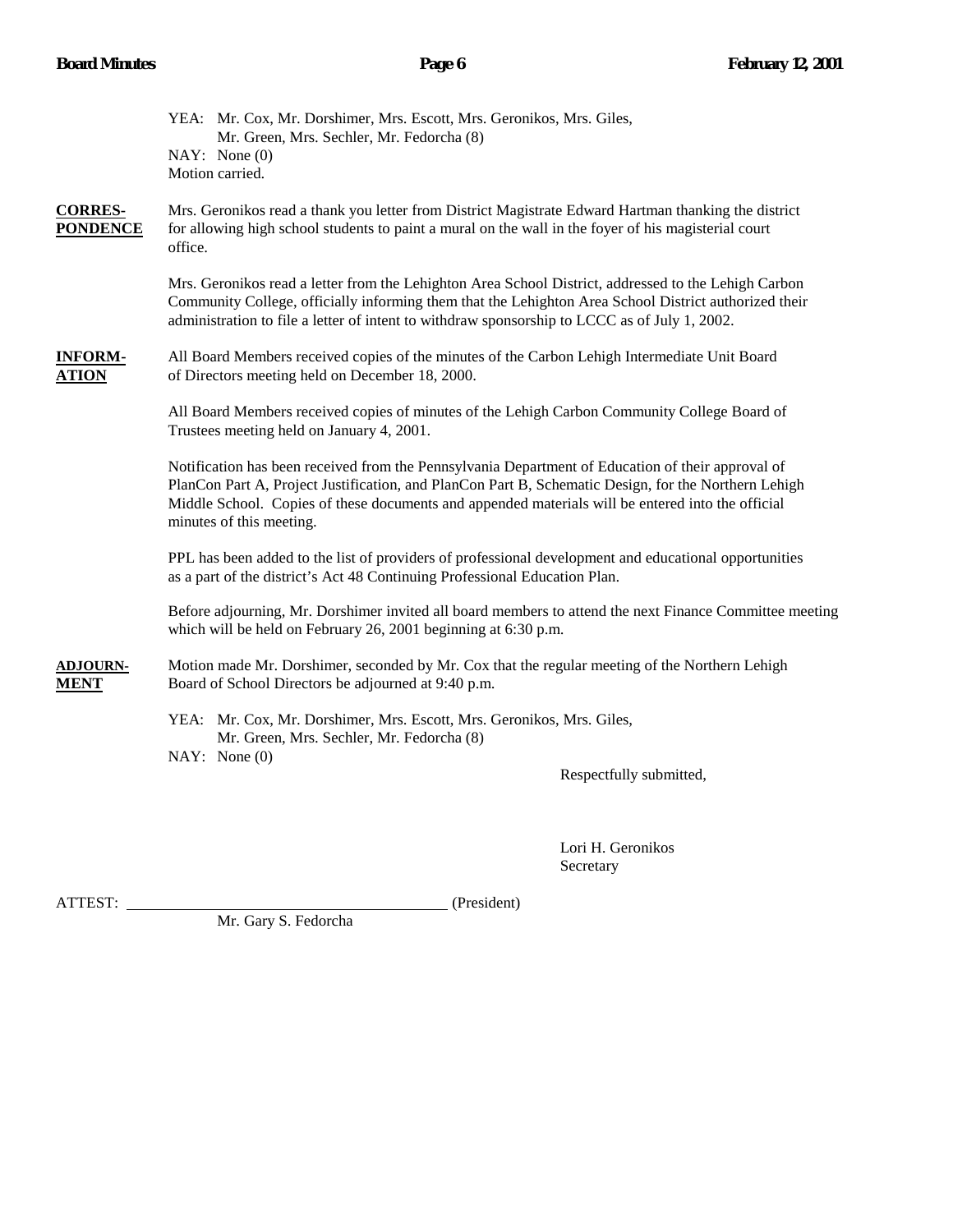YEA: Mr. Cox, Mr. Dorshimer, Mrs. Escott, Mrs. Geronikos, Mrs. Giles, Mr. Green, Mrs. Sechler, Mr. Fedorcha (8)
NAY: None (0)
Motion carried.

**CORRESPONDENCE**

Mrs. Geronikos read a thank you letter from District Magistrate Edward Hartman thanking the district for allowing high school students to paint a mural on the wall in the foyer of his magisterial court office.

Mrs. Geronikos read a letter from the Lehighton Area School District, addressed to the Lehigh Carbon Community College, officially informing them that the Lehighton Area School District authorized their administration to file a letter of intent to withdraw sponsorship to LCCC as of July 1, 2002.

**INFORMATION**

All Board Members received copies of the minutes of the Carbon Lehigh Intermediate Unit Board of Directors meeting held on December 18, 2000.

All Board Members received copies of minutes of the Lehigh Carbon Community College Board of Trustees meeting held on January 4, 2001.

Notification has been received from the Pennsylvania Department of Education of their approval of PlanCon Part A, Project Justification, and PlanCon Part B, Schematic Design, for the Northern Lehigh Middle School. Copies of these documents and appended materials will be entered into the official minutes of this meeting.

PPL has been added to the list of providers of professional development and educational opportunities as a part of the district's Act 48 Continuing Professional Education Plan.

Before adjourning, Mr. Dorshimer invited all board members to attend the next Finance Committee meeting which will be held on February 26, 2001 beginning at 6:30 p.m.

**ADJOURNMENT**

Motion made Mr. Dorshimer, seconded by Mr. Cox that the regular meeting of the Northern Lehigh Board of School Directors be adjourned at 9:40 p.m.

YEA: Mr. Cox, Mr. Dorshimer, Mrs. Escott, Mrs. Geronikos, Mrs. Giles, Mr. Green, Mrs. Sechler, Mr. Fedorcha (8)
NAY: None (0)

Respectfully submitted,

Lori H. Geronikos
Secretary

ATTEST: ________________________________ (President)
Mr. Gary S. Fedorcha